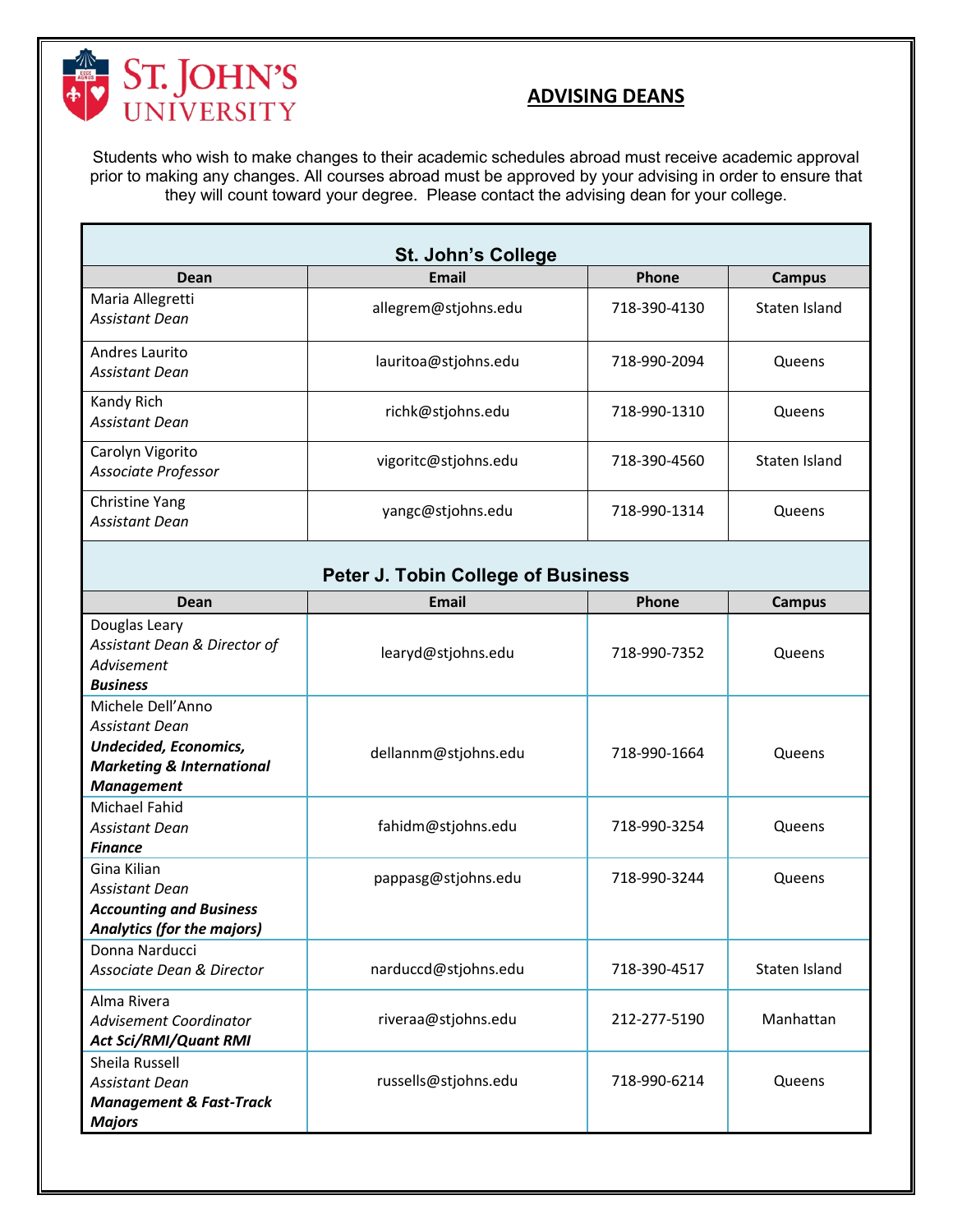# ADVISING DEANS

Students who wish to make changes to their academic schedules abroad must receive academic approval prior to making any changes. All courses abroad must be approved by your advising in order to ensure that they will count toward your degree. Please contact the advising dean for your college.

| St. John's College | | | |
|---|---|---|---|
| **Dean** | **Email** | **Phone** | **Campus** |
| Maria Allegretti<br>*Assistant Dean* | allegrem@stjohns.edu | 718-390-4130 | Staten Island |
| Andres Laurito<br>*Assistant Dean* | lauritoa@stjohns.edu | 718-990-2094 | Queens |
| Kandy Rich<br>*Assistant Dean* | richk@stjohns.edu | 718-990-1310 | Queens |
| Carolyn Vigorito<br>*Associate Professor* | vigoritc@stjohns.edu | 718-390-4560 | Staten Island |
| Christine Yang<br>*Assistant Dean* | yangc@stjohns.edu | 718-990-1314 | Queens |

| Peter J. Tobin College of Business | | | |
|---|---|---|---|
| **Dean** | **Email** | **Phone** | **Campus** |
| Douglas Leary<br>*Assistant Dean & Director of Advisement*<br>***Business*** | learyd@stjohns.edu | 718-990-7352 | Queens |
| Michele Dell'Anno<br>*Assistant Dean*<br>***Undecided, Economics, Marketing & International Management*** | dellannm@stjohns.edu | 718-990-1664 | Queens |
| Michael Fahid<br>*Assistant Dean*<br>***Finance*** | fahidm@stjohns.edu | 718-990-3254 | Queens |
| Gina Kilian<br>*Assistant Dean*<br>***Accounting and Business Analytics (for the majors)*** | pappasg@stjohns.edu | 718-990-3244 | Queens |
| Donna Narducci<br>*Associate Dean & Director* | narduccd@stjohns.edu | 718-390-4517 | Staten Island |
| Alma Rivera<br>*Advisement Coordinator*<br>***Act Sci/RMI/Quant RMI*** | riveraa@stjohns.edu | 212-277-5190 | Manhattan |
| Sheila Russell<br>*Assistant Dean*<br>***Management & Fast-Track Majors*** | russells@stjohns.edu | 718-990-6214 | Queens |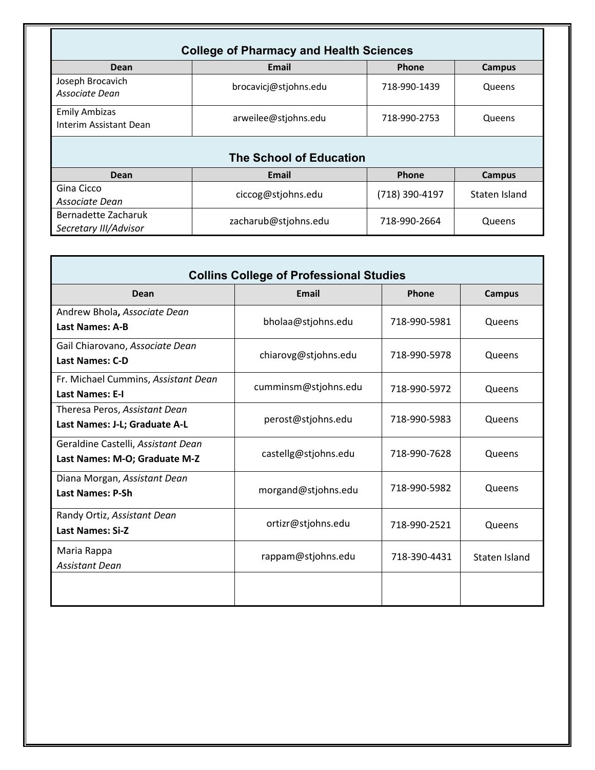## College of Pharmacy and Health Sciences

| Dean | Email | Phone | Campus |
|---|---|---|---|
| Joseph Brocavich<br>*Associate Dean* | brocavicj@stjohns.edu | 718-990-1439 | Queens |
| Emily Ambizas<br>Interim Assistant Dean | arweilee@stjohns.edu | 718-990-2753 | Queens |

## The School of Education

| Dean | Email | Phone | Campus |
|---|---|---|---|
| Gina Cicco<br>*Associate Dean* | ciccog@stjohns.edu | (718) 390-4197 | Staten Island |
| Bernadette Zacharuk<br>*Secretary III/Advisor* | zacharub@stjohns.edu | 718-990-2664 | Queens |

## Collins College of Professional Studies

| Dean | Email | Phone | Campus |
|---|---|---|---|
| Andrew Bhola**,** *Associate Dean*<br>**Last Names: A-B** | bholaa@stjohns.edu | 718-990-5981 | Queens |
| Gail Chiarovano, *Associate Dean*<br>**Last Names: C-D** | chiarovg@stjohns.edu | 718-990-5978 | Queens |
| Fr. Michael Cummins, *Assistant Dean*<br>**Last Names: E-I** | cumminsm@stjohns.edu | 718-990-5972 | Queens |
| Theresa Peros, *Assistant Dean*<br>**Last Names: J-L; Graduate A-L** | perost@stjohns.edu | 718-990-5983 | Queens |
| Geraldine Castelli, *Assistant Dean*<br>**Last Names: M-O; Graduate M-Z** | castellg@stjohns.edu | 718-990-7628 | Queens |
| Diana Morgan, *Assistant Dean*<br>**Last Names: P-Sh** | morgand@stjohns.edu | 718-990-5982 | Queens |
| Randy Ortiz, *Assistant Dean*<br>**Last Names: Si-Z** | ortizr@stjohns.edu | 718-990-2521 | Queens |
| Maria Rappa<br>*Assistant Dean* | rappam@stjohns.edu | 718-390-4431 | Staten Island |
| | | | |